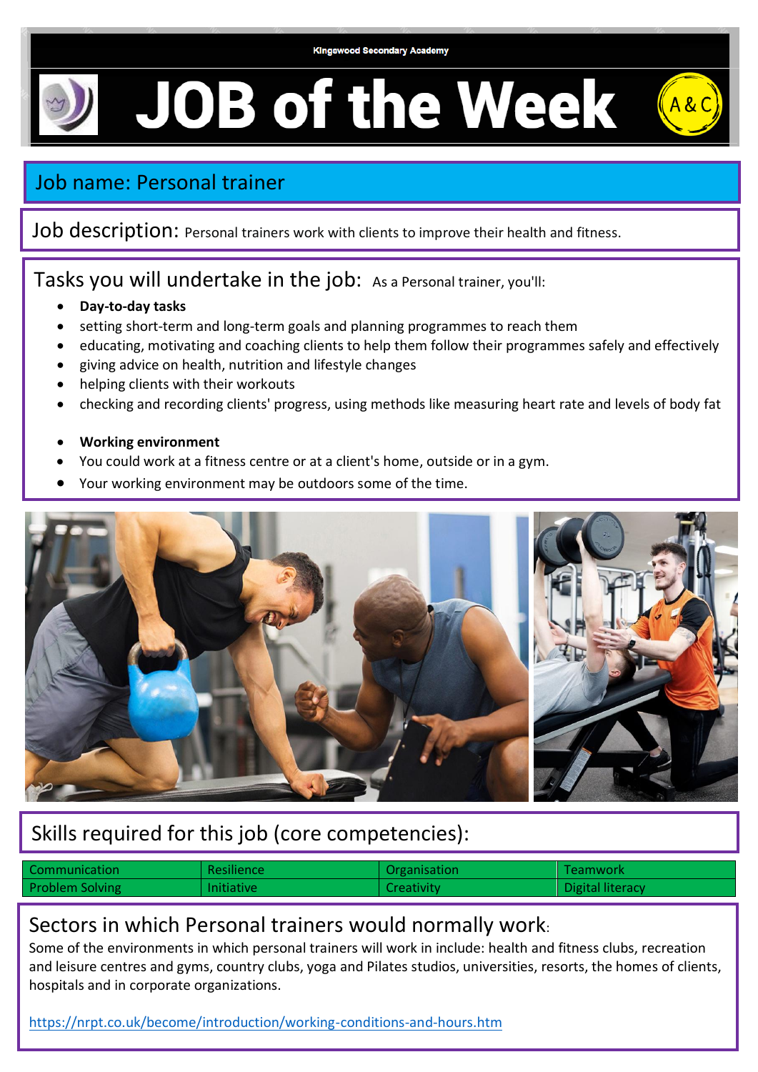Kingswood Secondary Academy

# JOB of the Week

## Job name: Personal trainer

**Job description:** Personal trainers work with clients to improve their health and fitness.

## Tasks you will undertake in the job:

As a Personal trainer, you'll:

- **Day-to-day tasks**
- setting short-term and long-term goals and planning programmes to reach them
- educating, motivating and coaching clients to help them follow their programmes safely and effectively
- giving advice on health, nutrition and lifestyle changes
- helping clients with their workouts
- checking and recording clients' progress, using methods like measuring heart rate and levels of body fat

- **Working environment**
- You could work at a fitness centre or at a client's home, outside or in a gym.
- Your working environment may be outdoors some of the time.

## Skills required for this job (core competencies):

| Communication | Resilience | Organisation | Teamwork |
|---|---|---|---|
| Problem Solving | Initiative | Creativity | Digital literacy |

## Sectors in which Personal trainers would normally work:

Some of the environments in which personal trainers will work in include: health and fitness clubs, recreation and leisure centres and gyms, country clubs, yoga and Pilates studios, universities, resorts, the homes of clients, hospitals and in corporate organizations.

https://nrpt.co.uk/become/introduction/working-conditions-and-hours.htm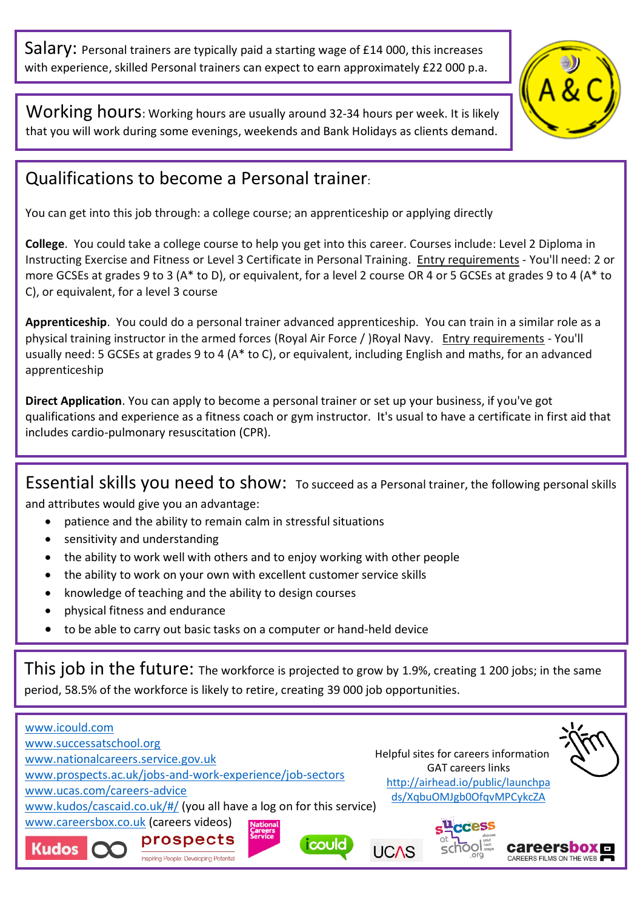Salary: Personal trainers are typically paid a starting wage of £14 000, this increases with experience, skilled Personal trainers can expect to earn approximately £22 000 p.a.

Working hours: Working hours are usually around 32-34 hours per week. It is likely that you will work during some evenings, weekends and Bank Holidays as clients demand.

## Qualifications to become a Personal trainer:

You can get into this job through: a college course; an apprenticeship or applying directly

**College**. You could take a college course to help you get into this career. Courses include: Level 2 Diploma in Instructing Exercise and Fitness or Level 3 Certificate in Personal Training. Entry requirements - You'll need: 2 or more GCSEs at grades 9 to 3 (A* to D), or equivalent, for a level 2 course OR 4 or 5 GCSEs at grades 9 to 4 (A* to C), or equivalent, for a level 3 course

**Apprenticeship**. You could do a personal trainer advanced apprenticeship. You can train in a similar role as a physical training instructor in the armed forces (Royal Air Force / )Royal Navy. Entry requirements - You'll usually need: 5 GCSEs at grades 9 to 4 (A* to C), or equivalent, including English and maths, for an advanced apprenticeship

**Direct Application**. You can apply to become a personal trainer or set up your business, if you've got qualifications and experience as a fitness coach or gym instructor. It's usual to have a certificate in first aid that includes cardio-pulmonary resuscitation (CPR).

## Essential skills you need to show:

To succeed as a Personal trainer, the following personal skills and attributes would give you an advantage:

- patience and the ability to remain calm in stressful situations
- sensitivity and understanding
- the ability to work well with others and to enjoy working with other people
- the ability to work on your own with excellent customer service skills
- knowledge of teaching and the ability to design courses
- physical fitness and endurance
- to be able to carry out basic tasks on a computer or hand-held device

## This job in the future:

The workforce is projected to grow by 1.9%, creating 1 200 jobs; in the same period, 58.5% of the workforce is likely to retire, creating 39 000 job opportunities.

www.icould.com
www.successatschool.org
www.nationalcareers.service.gov.uk
www.prospects.ac.uk/jobs-and-work-experience/job-sectors
www.ucas.com/careers-advice
www.kudos/cascaid.co.uk/#/ (you all have a log on for this service)
www.careersbox.co.uk (careers videos)

Helpful sites for careers information
GAT careers links
http://airhead.io/public/launchpads/XqbuOMJgb0OfqvMPCykcZA